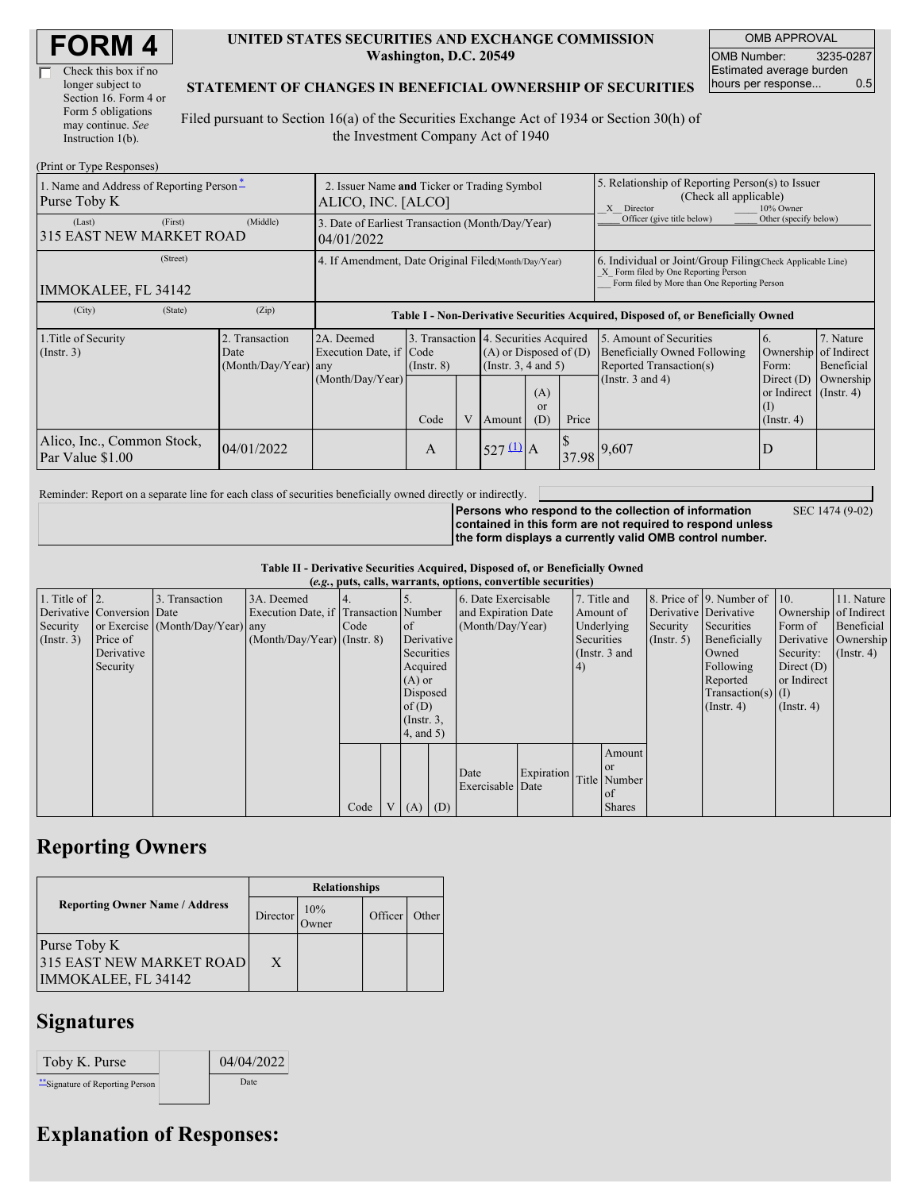# FORM 4

☐ Check this box if no longer subject to Section 16. Form 4 or Form 5 obligations may continue. *See* Instruction 1(b).

**UNITED STATES SECURITIES AND EXCHANGE COMMISSION**
**Washington, D.C. 20549**

**STATEMENT OF CHANGES IN BENEFICIAL OWNERSHIP OF SECURITIES**

Filed pursuant to Section 16(a) of the Securities Exchange Act of 1934 or Section 30(h) of the Investment Company Act of 1940

| OMB APPROVAL | |
|---|---|
| OMB Number: | 3235-0287 |
| Estimated average burden hours per response... | 0.5 |

(Print or Type Responses)

| 1. Name and Address of Reporting Person* | 2. Issuer Name and Ticker or Trading Symbol | 5. Relationship of Reporting Person(s) to Issuer (Check all applicable) |
|---|---|---|
| Purse Toby K | ALICO, INC. [ALCO] | _X_ Director ___ 10% Owner ___ Officer (give title below) ___ Other (specify below) |
| (Last) (First) (Middle) 315 EAST NEW MARKET ROAD | 3. Date of Earliest Transaction (Month/Day/Year) 04/01/2022 | |
| (Street) IMMOKALEE, FL 34142 | 4. If Amendment, Date Original Filed (Month/Day/Year) | 6. Individual or Joint/Group Filing (Check Applicable Line) _X_ Form filed by One Reporting Person ___ Form filed by More than One Reporting Person |
| (City) (State) (Zip) | | |

**Table I - Non-Derivative Securities Acquired, Disposed of, or Beneficially Owned**

| 1.Title of Security (Instr. 3) | 2. Transaction Date (Month/Day/Year) | 2A. Deemed Execution Date, if any (Month/Day/Year) | 3. Transaction Code (Instr. 8) | | 4. Securities Acquired (A) or Disposed of (D) (Instr. 3, 4 and 5) | | | 5. Amount of Securities Beneficially Owned Following Reported Transaction(s) (Instr. 3 and 4) | 6. Ownership Form: Direct (D) or Indirect (I) (Instr. 4) | 7. Nature of Indirect Beneficial Ownership (Instr. 4) |
|---|---|---|---|---|---|---|---|---|---|---|
| | | | Code | V | Amount | (A) or (D) | Price | | | |
| Alico, Inc., Common Stock, Par Value $1.00 | 04/01/2022 | | A | | 527 (1) | A | $ 37.98 | 9,607 | D | |

Reminder: Report on a separate line for each class of securities beneficially owned directly or indirectly.

**Persons who respond to the collection of information contained in this form are not required to respond unless the form displays a currently valid OMB control number.** SEC 1474 (9-02)

**Table II - Derivative Securities Acquired, Disposed of, or Beneficially Owned**
***(e.g., puts, calls, warrants, options, convertible securities)***

| 1. Title of Derivative Security (Instr. 3) | 2. Conversion or Exercise Price of Derivative Security | 3. Transaction Date (Month/Day/Year) | 3A. Deemed Execution Date, if any (Month/Day/Year) | 4. Transaction Code (Instr. 8) | | 5. Number of Derivative Securities Acquired (A) or Disposed of (D) (Instr. 3, 4, and 5) | | 6. Date Exercisable and Expiration Date (Month/Day/Year) | | 7. Title and Amount of Underlying Securities (Instr. 3 and 4) | | 8. Price of Derivative Security (Instr. 5) | 9. Number of Derivative Securities Beneficially Owned Following Reported Transaction(s) (Instr. 4) | 10. Ownership Form of Derivative Security: Direct (D) or Indirect (I) (Instr. 4) | 11. Nature of Indirect Beneficial Ownership (Instr. 4) |
|---|---|---|---|---|---|---|---|---|---|---|---|---|---|---|---|
| | | | | Code | V | (A) | (D) | Date Exercisable | Expiration Date | Title | Amount or Number of Shares | | | | |

## Reporting Owners

| Reporting Owner Name / Address | Relationships | | | |
|---|---|---|---|---|
| | Director | 10% Owner | Officer | Other |
| Purse Toby K<br>315 EAST NEW MARKET ROAD<br>IMMOKALEE, FL 34142 | X | | | |

## Signatures

| Toby K. Purse | | 04/04/2022 |
|---|---|---|
| **Signature of Reporting Person | | Date |

## Explanation of Responses: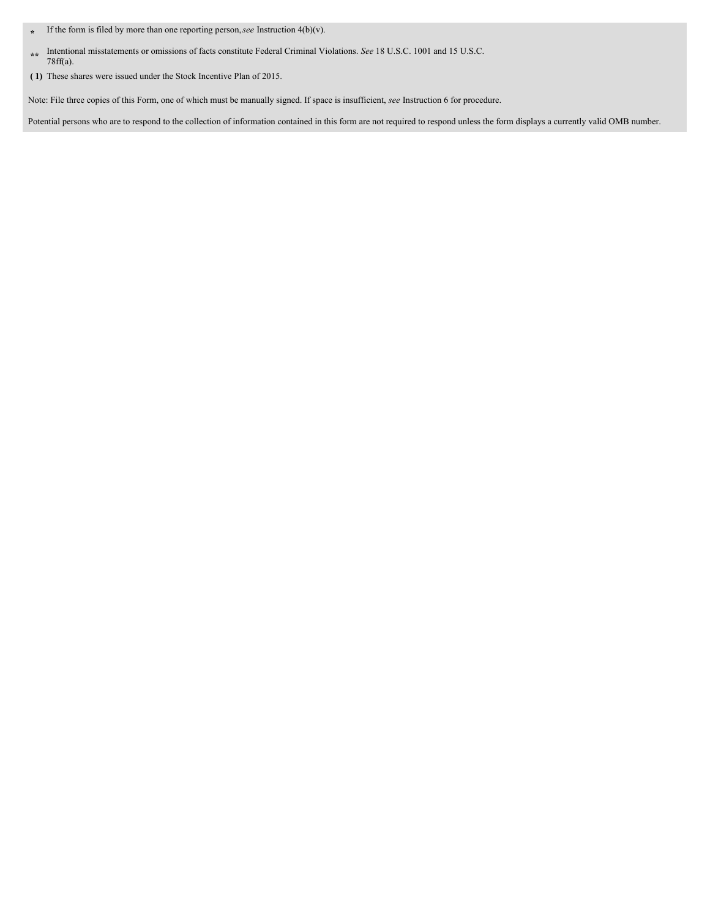\* If the form is filed by more than one reporting person, *see* Instruction 4(b)(v).

\*\* Intentional misstatements or omissions of facts constitute Federal Criminal Violations. *See* 18 U.S.C. 1001 and 15 U.S.C. 78ff(a).

**( 1)** These shares were issued under the Stock Incentive Plan of 2015.

Note: File three copies of this Form, one of which must be manually signed. If space is insufficient, *see* Instruction 6 for procedure.

Potential persons who are to respond to the collection of information contained in this form are not required to respond unless the form displays a currently valid OMB number.